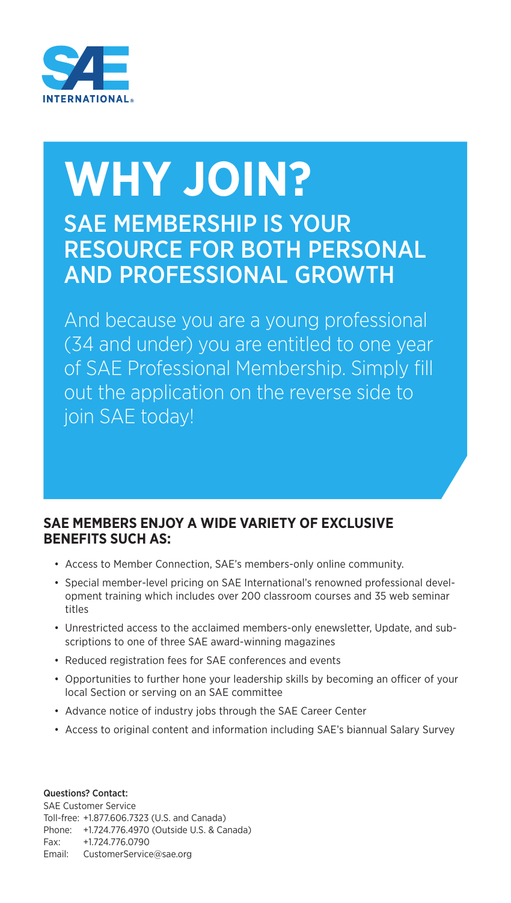SAE INTERNATIONAL®

# WHY JOIN?

## SAE MEMBERSHIP IS YOUR RESOURCE FOR BOTH PERSONAL AND PROFESSIONAL GROWTH

And because you are a young professional (34 and under) you are entitled to one year of SAE Professional Membership. Simply fill out the application on the reverse side to join SAE today!

### SAE MEMBERS ENJOY A WIDE VARIETY OF EXCLUSIVE BENEFITS SUCH AS:

- Access to Member Connection, SAE's members-only online community.
- Special member-level pricing on SAE International's renowned professional development training which includes over 200 classroom courses and 35 web seminar titles
- Unrestricted access to the acclaimed members-only enewsletter, Update, and subscriptions to one of three SAE award-winning magazines
- Reduced registration fees for SAE conferences and events
- Opportunities to further hone your leadership skills by becoming an officer of your local Section or serving on an SAE committee
- Advance notice of industry jobs through the SAE Career Center
- Access to original content and information including SAE's biannual Salary Survey

**Questions? Contact:**
SAE Customer Service
Toll-free: +1.877.606.7323 (U.S. and Canada)
Phone: +1.724.776.4970 (Outside U.S. & Canada)
Fax: +1.724.776.0790
Email: CustomerService@sae.org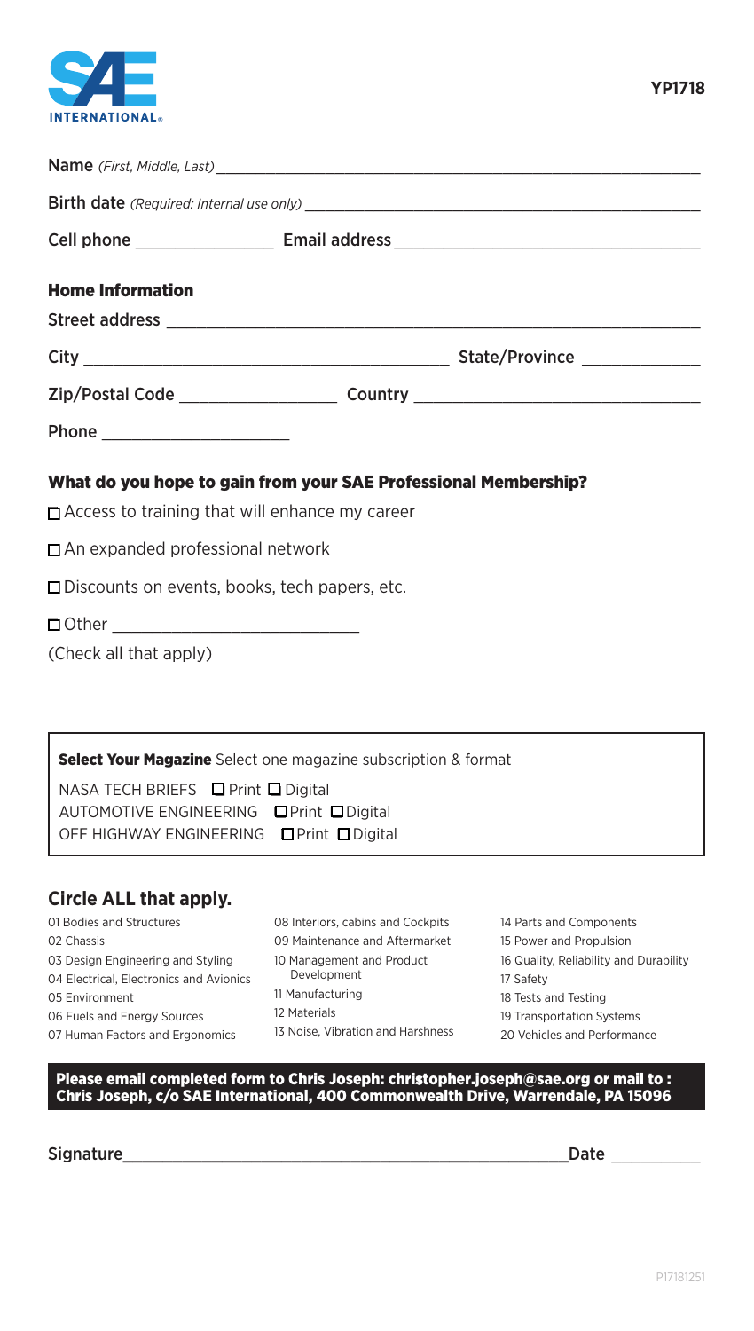SAE INTERNATIONAL

**YP1718**

**Name** *(First, Middle, Last)* ______________________________________________

**Birth date** *(Required: Internal use only)* ______________________________________

Cell phone _______________ Email address ________________________________

## Home Information

Street address ____________________________________________________________

City ______________________________________ State/Province _____________

Zip/Postal Code _________________ Country ______________________________

Phone ____________________

### What do you hope to gain from your SAE Professional Membership?

☐ Access to training that will enhance my career

☐ An expanded professional network

☐ Discounts on events, books, tech papers, etc.

☐ Other ___________________________

(Check all that apply)

**Select Your Magazine** Select one magazine subscription & format

NASA TECH BRIEFS ☐ Print ☐ Digital

AUTOMOTIVE ENGINEERING ☐ Print ☐ Digital

OFF HIGHWAY ENGINEERING ☐ Print ☐ Digital

### Circle ALL that apply.

01 Bodies and Structures
02 Chassis
03 Design Engineering and Styling
04 Electrical, Electronics and Avionics
05 Environment
06 Fuels and Energy Sources
07 Human Factors and Ergonomics
08 Interiors, cabins and Cockpits
09 Maintenance and Aftermarket
10 Management and Product Development
11 Manufacturing
12 Materials
13 Noise, Vibration and Harshness
14 Parts and Components
15 Power and Propulsion
16 Quality, Reliability and Durability
17 Safety
18 Tests and Testing
19 Transportation Systems
20 Vehicles and Performance

**Please email completed form to Chris Joseph: christopher.joseph@sae.org or mail to : Chris Joseph, c/o SAE International, 400 Commonwealth Drive, Warrendale, PA 15096**

Signature_______________________________________________ Date __________

P17181251